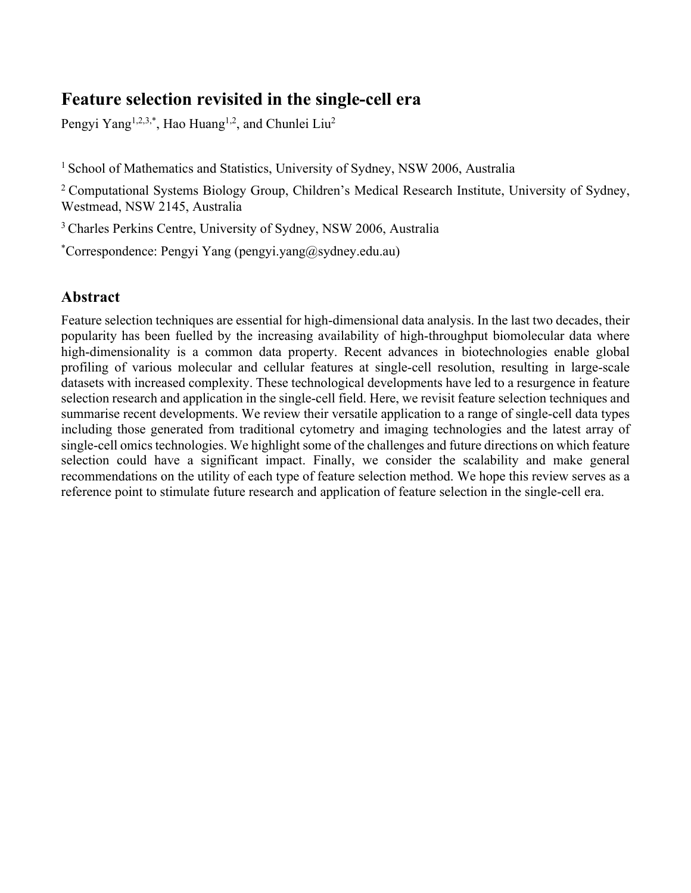# Feature selection revisited in the single-cell era

Pengyi Yang[1,2,3,*], Hao Huang[1,2], and Chunlei Liu[2]

[1] School of Mathematics and Statistics, University of Sydney, NSW 2006, Australia

[2] Computational Systems Biology Group, Children's Medical Research Institute, University of Sydney, Westmead, NSW 2145, Australia

[3] Charles Perkins Centre, University of Sydney, NSW 2006, Australia

[*]Correspondence: Pengyi Yang (pengyi.yang@sydney.edu.au)

## Abstract

Feature selection techniques are essential for high-dimensional data analysis. In the last two decades, their popularity has been fuelled by the increasing availability of high-throughput biomolecular data where high-dimensionality is a common data property. Recent advances in biotechnologies enable global profiling of various molecular and cellular features at single-cell resolution, resulting in large-scale datasets with increased complexity. These technological developments have led to a resurgence in feature selection research and application in the single-cell field. Here, we revisit feature selection techniques and summarise recent developments. We review their versatile application to a range of single-cell data types including those generated from traditional cytometry and imaging technologies and the latest array of single-cell omics technologies. We highlight some of the challenges and future directions on which feature selection could have a significant impact. Finally, we consider the scalability and make general recommendations on the utility of each type of feature selection method. We hope this review serves as a reference point to stimulate future research and application of feature selection in the single-cell era.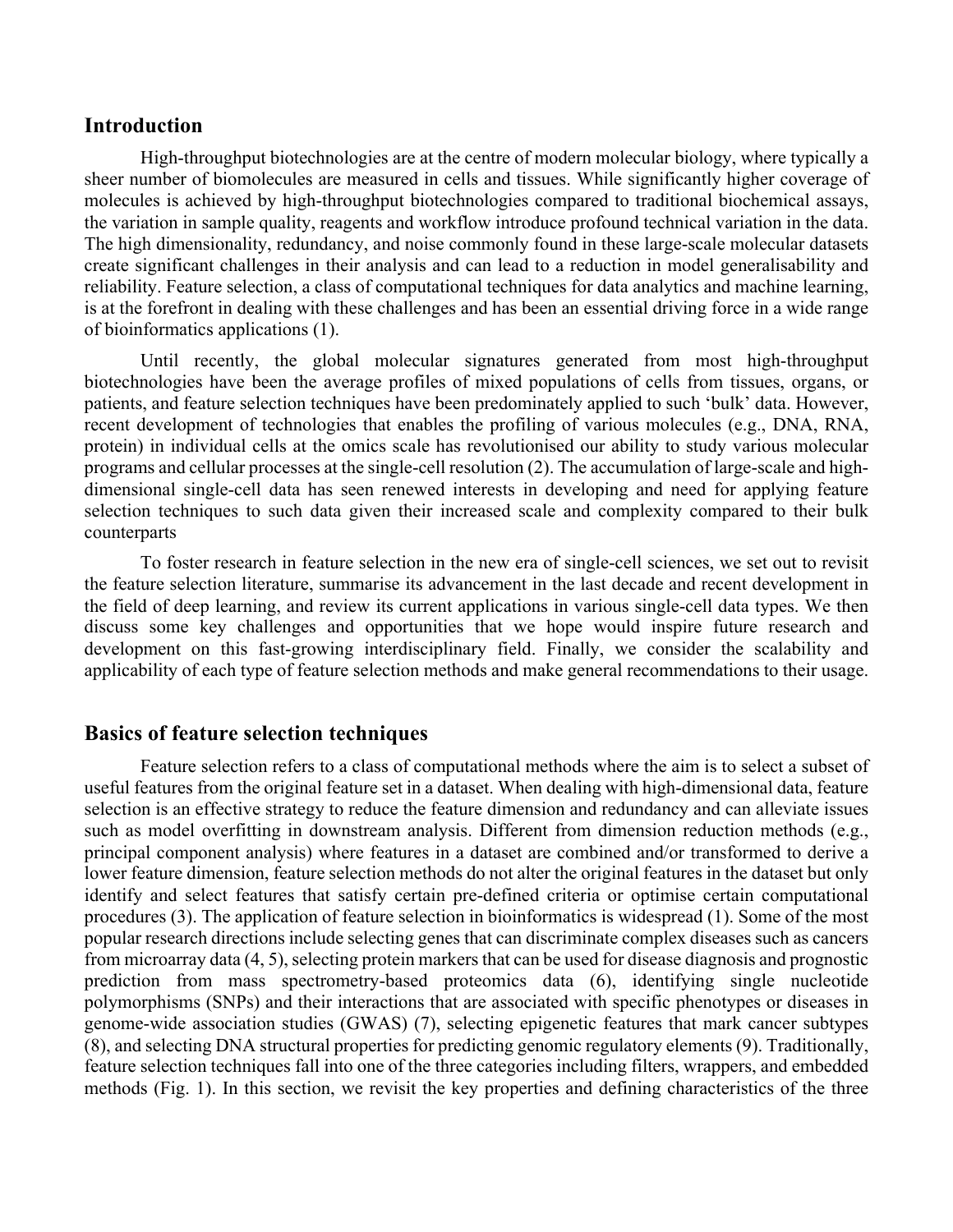## Introduction

High-throughput biotechnologies are at the centre of modern molecular biology, where typically a sheer number of biomolecules are measured in cells and tissues. While significantly higher coverage of molecules is achieved by high-throughput biotechnologies compared to traditional biochemical assays, the variation in sample quality, reagents and workflow introduce profound technical variation in the data. The high dimensionality, redundancy, and noise commonly found in these large-scale molecular datasets create significant challenges in their analysis and can lead to a reduction in model generalisability and reliability. Feature selection, a class of computational techniques for data analytics and machine learning, is at the forefront in dealing with these challenges and has been an essential driving force in a wide range of bioinformatics applications (1).

Until recently, the global molecular signatures generated from most high-throughput biotechnologies have been the average profiles of mixed populations of cells from tissues, organs, or patients, and feature selection techniques have been predominately applied to such 'bulk' data. However, recent development of technologies that enables the profiling of various molecules (e.g., DNA, RNA, protein) in individual cells at the omics scale has revolutionised our ability to study various molecular programs and cellular processes at the single-cell resolution (2). The accumulation of large-scale and high-dimensional single-cell data has seen renewed interests in developing and need for applying feature selection techniques to such data given their increased scale and complexity compared to their bulk counterparts

To foster research in feature selection in the new era of single-cell sciences, we set out to revisit the feature selection literature, summarise its advancement in the last decade and recent development in the field of deep learning, and review its current applications in various single-cell data types. We then discuss some key challenges and opportunities that we hope would inspire future research and development on this fast-growing interdisciplinary field. Finally, we consider the scalability and applicability of each type of feature selection methods and make general recommendations to their usage.

## Basics of feature selection techniques

Feature selection refers to a class of computational methods where the aim is to select a subset of useful features from the original feature set in a dataset. When dealing with high-dimensional data, feature selection is an effective strategy to reduce the feature dimension and redundancy and can alleviate issues such as model overfitting in downstream analysis. Different from dimension reduction methods (e.g., principal component analysis) where features in a dataset are combined and/or transformed to derive a lower feature dimension, feature selection methods do not alter the original features in the dataset but only identify and select features that satisfy certain pre-defined criteria or optimise certain computational procedures (3). The application of feature selection in bioinformatics is widespread (1). Some of the most popular research directions include selecting genes that can discriminate complex diseases such as cancers from microarray data (4, 5), selecting protein markers that can be used for disease diagnosis and prognostic prediction from mass spectrometry-based proteomics data (6), identifying single nucleotide polymorphisms (SNPs) and their interactions that are associated with specific phenotypes or diseases in genome-wide association studies (GWAS) (7), selecting epigenetic features that mark cancer subtypes (8), and selecting DNA structural properties for predicting genomic regulatory elements (9). Traditionally, feature selection techniques fall into one of the three categories including filters, wrappers, and embedded methods (Fig. 1). In this section, we revisit the key properties and defining characteristics of the three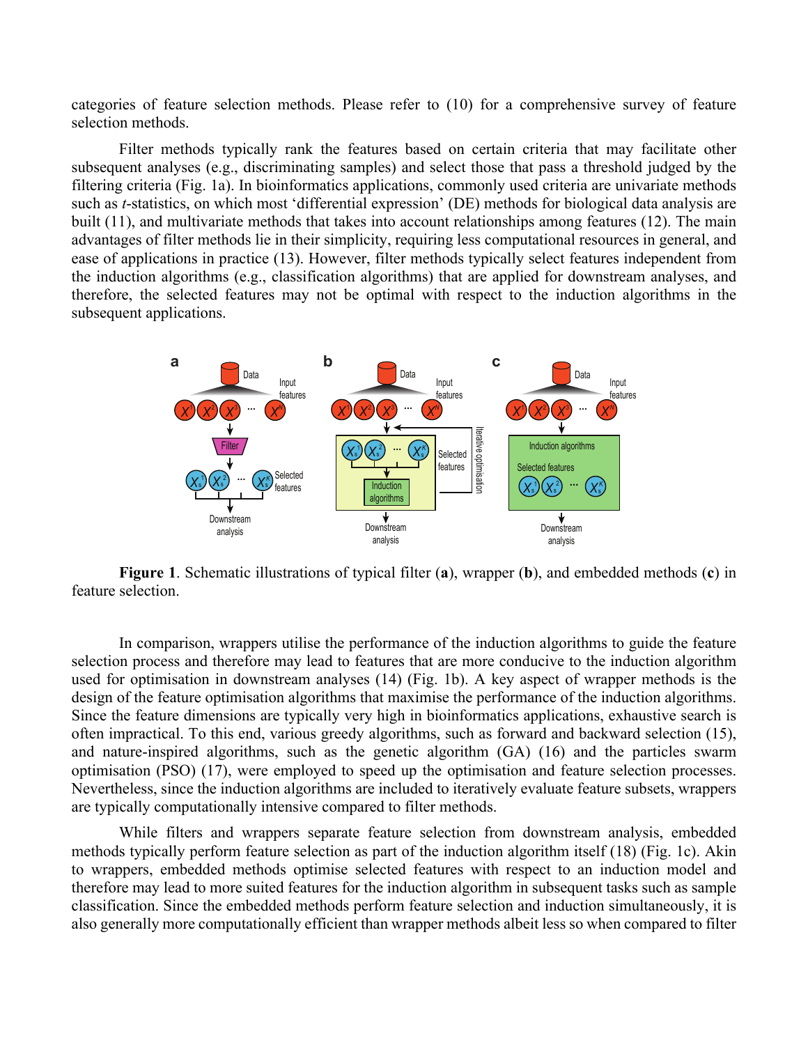categories of feature selection methods. Please refer to (10) for a comprehensive survey of feature selection methods.

Filter methods typically rank the features based on certain criteria that may facilitate other subsequent analyses (e.g., discriminating samples) and select those that pass a threshold judged by the filtering criteria (Fig. 1a). In bioinformatics applications, commonly used criteria are univariate methods such as *t*-statistics, on which most 'differential expression' (DE) methods for biological data analysis are built (11), and multivariate methods that takes into account relationships among features (12). The main advantages of filter methods lie in their simplicity, requiring less computational resources in general, and ease of applications in practice (13). However, filter methods typically select features independent from the induction algorithms (e.g., classification algorithms) that are applied for downstream analyses, and therefore, the selected features may not be optimal with respect to the induction algorithms in the subsequent applications.

**Figure 1**. Schematic illustrations of typical filter (**a**), wrapper (**b**), and embedded methods (**c**) in feature selection.

In comparison, wrappers utilise the performance of the induction algorithms to guide the feature selection process and therefore may lead to features that are more conducive to the induction algorithm used for optimisation in downstream analyses (14) (Fig. 1b). A key aspect of wrapper methods is the design of the feature optimisation algorithms that maximise the performance of the induction algorithms. Since the feature dimensions are typically very high in bioinformatics applications, exhaustive search is often impractical. To this end, various greedy algorithms, such as forward and backward selection (15), and nature-inspired algorithms, such as the genetic algorithm (GA) (16) and the particles swarm optimisation (PSO) (17), were employed to speed up the optimisation and feature selection processes. Nevertheless, since the induction algorithms are included to iteratively evaluate feature subsets, wrappers are typically computationally intensive compared to filter methods.

While filters and wrappers separate feature selection from downstream analysis, embedded methods typically perform feature selection as part of the induction algorithm itself (18) (Fig. 1c). Akin to wrappers, embedded methods optimise selected features with respect to an induction model and therefore may lead to more suited features for the induction algorithm in subsequent tasks such as sample classification. Since the embedded methods perform feature selection and induction simultaneously, it is also generally more computationally efficient than wrapper methods albeit less so when compared to filter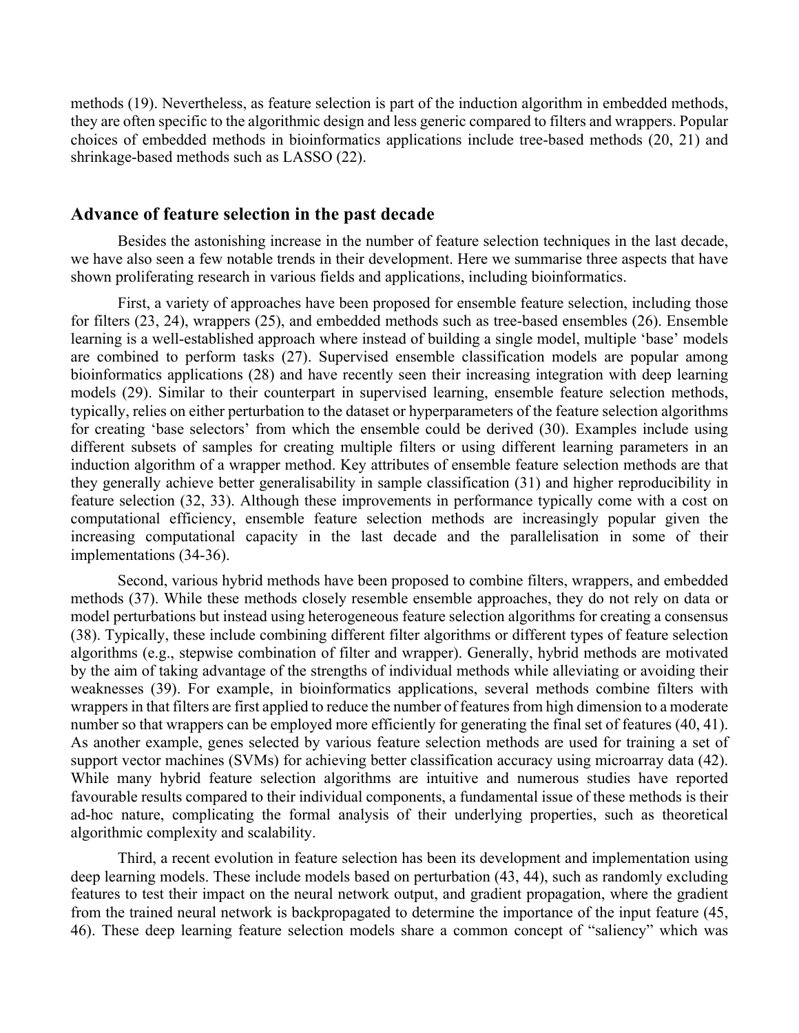methods (19). Nevertheless, as feature selection is part of the induction algorithm in embedded methods, they are often specific to the algorithmic design and less generic compared to filters and wrappers. Popular choices of embedded methods in bioinformatics applications include tree-based methods (20, 21) and shrinkage-based methods such as LASSO (22).

## Advance of feature selection in the past decade

Besides the astonishing increase in the number of feature selection techniques in the last decade, we have also seen a few notable trends in their development. Here we summarise three aspects that have shown proliferating research in various fields and applications, including bioinformatics.

First, a variety of approaches have been proposed for ensemble feature selection, including those for filters (23, 24), wrappers (25), and embedded methods such as tree-based ensembles (26). Ensemble learning is a well-established approach where instead of building a single model, multiple 'base' models are combined to perform tasks (27). Supervised ensemble classification models are popular among bioinformatics applications (28) and have recently seen their increasing integration with deep learning models (29). Similar to their counterpart in supervised learning, ensemble feature selection methods, typically, relies on either perturbation to the dataset or hyperparameters of the feature selection algorithms for creating 'base selectors' from which the ensemble could be derived (30). Examples include using different subsets of samples for creating multiple filters or using different learning parameters in an induction algorithm of a wrapper method. Key attributes of ensemble feature selection methods are that they generally achieve better generalisability in sample classification (31) and higher reproducibility in feature selection (32, 33). Although these improvements in performance typically come with a cost on computational efficiency, ensemble feature selection methods are increasingly popular given the increasing computational capacity in the last decade and the parallelisation in some of their implementations (34-36).

Second, various hybrid methods have been proposed to combine filters, wrappers, and embedded methods (37). While these methods closely resemble ensemble approaches, they do not rely on data or model perturbations but instead using heterogeneous feature selection algorithms for creating a consensus (38). Typically, these include combining different filter algorithms or different types of feature selection algorithms (e.g., stepwise combination of filter and wrapper). Generally, hybrid methods are motivated by the aim of taking advantage of the strengths of individual methods while alleviating or avoiding their weaknesses (39). For example, in bioinformatics applications, several methods combine filters with wrappers in that filters are first applied to reduce the number of features from high dimension to a moderate number so that wrappers can be employed more efficiently for generating the final set of features (40, 41). As another example, genes selected by various feature selection methods are used for training a set of support vector machines (SVMs) for achieving better classification accuracy using microarray data (42). While many hybrid feature selection algorithms are intuitive and numerous studies have reported favourable results compared to their individual components, a fundamental issue of these methods is their ad-hoc nature, complicating the formal analysis of their underlying properties, such as theoretical algorithmic complexity and scalability.

Third, a recent evolution in feature selection has been its development and implementation using deep learning models. These include models based on perturbation (43, 44), such as randomly excluding features to test their impact on the neural network output, and gradient propagation, where the gradient from the trained neural network is backpropagated to determine the importance of the input feature (45, 46). These deep learning feature selection models share a common concept of "saliency" which was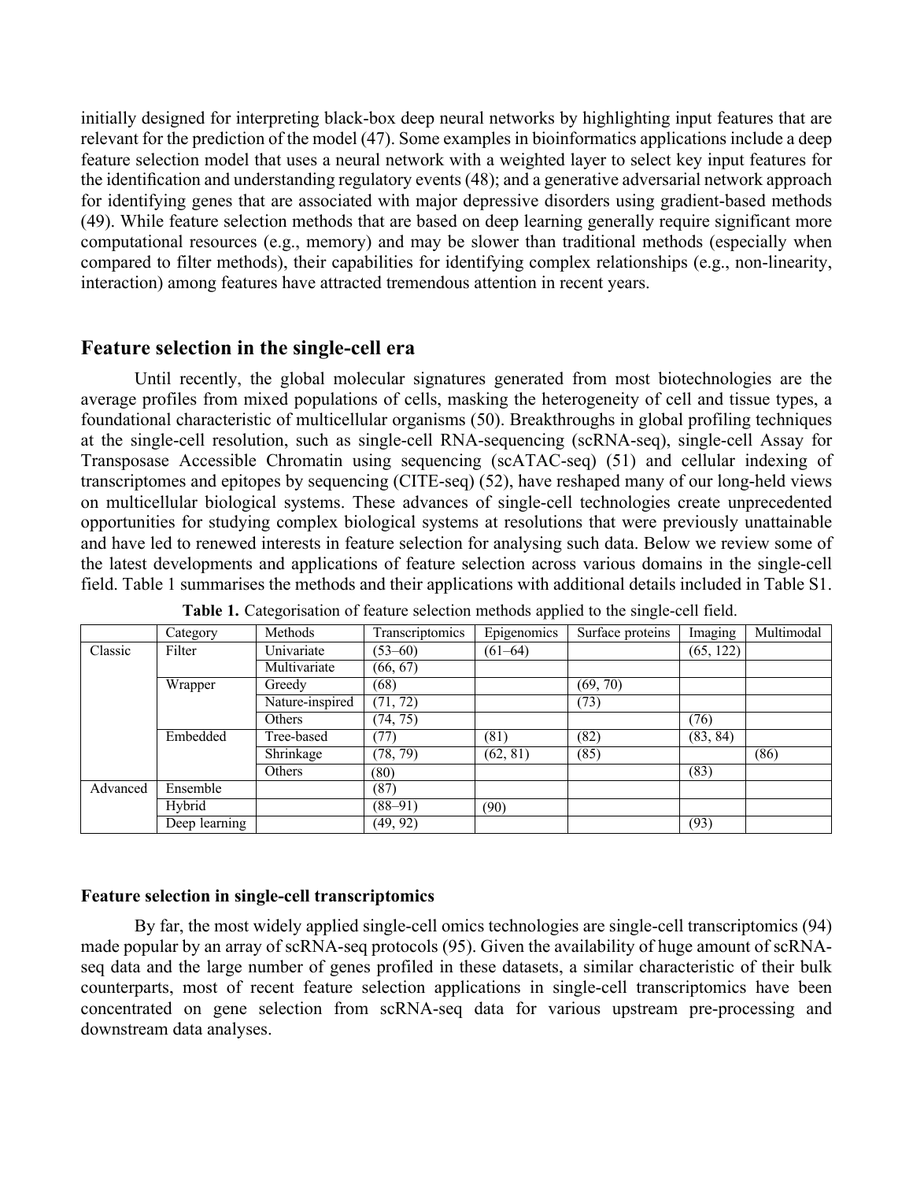initially designed for interpreting black-box deep neural networks by highlighting input features that are relevant for the prediction of the model (47). Some examples in bioinformatics applications include a deep feature selection model that uses a neural network with a weighted layer to select key input features for the identification and understanding regulatory events (48); and a generative adversarial network approach for identifying genes that are associated with major depressive disorders using gradient-based methods (49). While feature selection methods that are based on deep learning generally require significant more computational resources (e.g., memory) and may be slower than traditional methods (especially when compared to filter methods), their capabilities for identifying complex relationships (e.g., non-linearity, interaction) among features have attracted tremendous attention in recent years.

## Feature selection in the single-cell era

Until recently, the global molecular signatures generated from most biotechnologies are the average profiles from mixed populations of cells, masking the heterogeneity of cell and tissue types, a foundational characteristic of multicellular organisms (50). Breakthroughs in global profiling techniques at the single-cell resolution, such as single-cell RNA-sequencing (scRNA-seq), single-cell Assay for Transposase Accessible Chromatin using sequencing (scATAC-seq) (51) and cellular indexing of transcriptomes and epitopes by sequencing (CITE-seq) (52), have reshaped many of our long-held views on multicellular biological systems. These advances of single-cell technologies create unprecedented opportunities for studying complex biological systems at resolutions that were previously unattainable and have led to renewed interests in feature selection for analysing such data. Below we review some of the latest developments and applications of feature selection across various domains in the single-cell field. Table 1 summarises the methods and their applications with additional details included in Table S1.

**Table 1.** Categorisation of feature selection methods applied to the single-cell field.

| | Category | Methods | Transcriptomics | Epigenomics | Surface proteins | Imaging | Multimodal |
|---|---|---|---|---|---|---|---|
| Classic | Filter | Univariate | (53–60) | (61–64) | | (65, 122) | |
| | | Multivariate | (66, 67) | | | | |
| | Wrapper | Greedy | (68) | | (69, 70) | | |
| | | Nature-inspired | (71, 72) | | (73) | | |
| | | Others | (74, 75) | | | (76) | |
| | Embedded | Tree-based | (77) | (81) | (82) | (83, 84) | |
| | | Shrinkage | (78, 79) | (62, 81) | (85) | | (86) |
| | | Others | (80) | | | (83) | |
| Advanced | Ensemble | | (87) | | | | |
| | Hybrid | | (88–91) | (90) | | | |
| | Deep learning | | (49, 92) | | | (93) | |

### Feature selection in single-cell transcriptomics

By far, the most widely applied single-cell omics technologies are single-cell transcriptomics (94) made popular by an array of scRNA-seq protocols (95). Given the availability of huge amount of scRNA-seq data and the large number of genes profiled in these datasets, a similar characteristic of their bulk counterparts, most of recent feature selection applications in single-cell transcriptomics have been concentrated on gene selection from scRNA-seq data for various upstream pre-processing and downstream data analyses.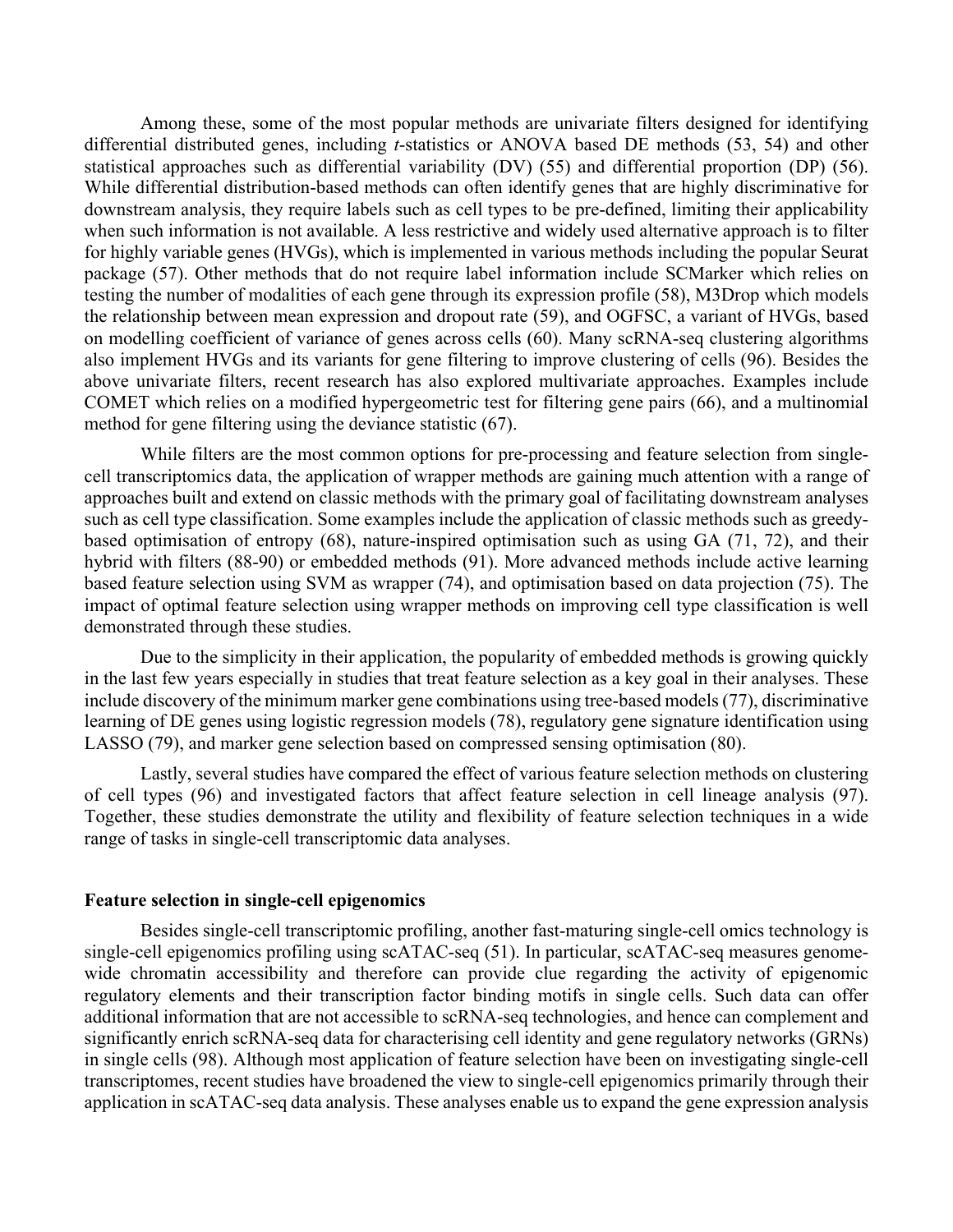Among these, some of the most popular methods are univariate filters designed for identifying differential distributed genes, including *t*-statistics or ANOVA based DE methods (53, 54) and other statistical approaches such as differential variability (DV) (55) and differential proportion (DP) (56). While differential distribution-based methods can often identify genes that are highly discriminative for downstream analysis, they require labels such as cell types to be pre-defined, limiting their applicability when such information is not available. A less restrictive and widely used alternative approach is to filter for highly variable genes (HVGs), which is implemented in various methods including the popular Seurat package (57). Other methods that do not require label information include SCMarker which relies on testing the number of modalities of each gene through its expression profile (58), M3Drop which models the relationship between mean expression and dropout rate (59), and OGFSC, a variant of HVGs, based on modelling coefficient of variance of genes across cells (60). Many scRNA-seq clustering algorithms also implement HVGs and its variants for gene filtering to improve clustering of cells (96). Besides the above univariate filters, recent research has also explored multivariate approaches. Examples include COMET which relies on a modified hypergeometric test for filtering gene pairs (66), and a multinomial method for gene filtering using the deviance statistic (67).

While filters are the most common options for pre-processing and feature selection from single-cell transcriptomics data, the application of wrapper methods are gaining much attention with a range of approaches built and extend on classic methods with the primary goal of facilitating downstream analyses such as cell type classification. Some examples include the application of classic methods such as greedy-based optimisation of entropy (68), nature-inspired optimisation such as using GA (71, 72), and their hybrid with filters (88-90) or embedded methods (91). More advanced methods include active learning based feature selection using SVM as wrapper (74), and optimisation based on data projection (75). The impact of optimal feature selection using wrapper methods on improving cell type classification is well demonstrated through these studies.

Due to the simplicity in their application, the popularity of embedded methods is growing quickly in the last few years especially in studies that treat feature selection as a key goal in their analyses. These include discovery of the minimum marker gene combinations using tree-based models (77), discriminative learning of DE genes using logistic regression models (78), regulatory gene signature identification using LASSO (79), and marker gene selection based on compressed sensing optimisation (80).

Lastly, several studies have compared the effect of various feature selection methods on clustering of cell types (96) and investigated factors that affect feature selection in cell lineage analysis (97). Together, these studies demonstrate the utility and flexibility of feature selection techniques in a wide range of tasks in single-cell transcriptomic data analyses.

**Feature selection in single-cell epigenomics**

Besides single-cell transcriptomic profiling, another fast-maturing single-cell omics technology is single-cell epigenomics profiling using scATAC-seq (51). In particular, scATAC-seq measures genome-wide chromatin accessibility and therefore can provide clue regarding the activity of epigenomic regulatory elements and their transcription factor binding motifs in single cells. Such data can offer additional information that are not accessible to scRNA-seq technologies, and hence can complement and significantly enrich scRNA-seq data for characterising cell identity and gene regulatory networks (GRNs) in single cells (98). Although most application of feature selection have been on investigating single-cell transcriptomes, recent studies have broadened the view to single-cell epigenomics primarily through their application in scATAC-seq data analysis. These analyses enable us to expand the gene expression analysis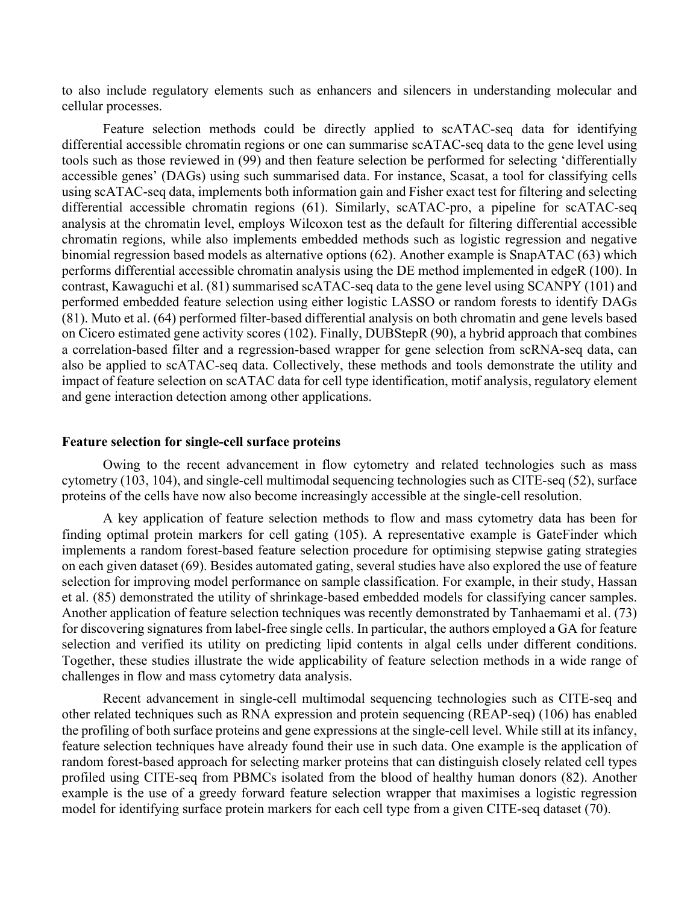to also include regulatory elements such as enhancers and silencers in understanding molecular and cellular processes.

Feature selection methods could be directly applied to scATAC-seq data for identifying differential accessible chromatin regions or one can summarise scATAC-seq data to the gene level using tools such as those reviewed in (99) and then feature selection be performed for selecting 'differentially accessible genes' (DAGs) using such summarised data. For instance, Scasat, a tool for classifying cells using scATAC-seq data, implements both information gain and Fisher exact test for filtering and selecting differential accessible chromatin regions (61). Similarly, scATAC-pro, a pipeline for scATAC-seq analysis at the chromatin level, employs Wilcoxon test as the default for filtering differential accessible chromatin regions, while also implements embedded methods such as logistic regression and negative binomial regression based models as alternative options (62). Another example is SnapATAC (63) which performs differential accessible chromatin analysis using the DE method implemented in edgeR (100). In contrast, Kawaguchi et al. (81) summarised scATAC-seq data to the gene level using SCANPY (101) and performed embedded feature selection using either logistic LASSO or random forests to identify DAGs (81). Muto et al. (64) performed filter-based differential analysis on both chromatin and gene levels based on Cicero estimated gene activity scores (102). Finally, DUBStepR (90), a hybrid approach that combines a correlation-based filter and a regression-based wrapper for gene selection from scRNA-seq data, can also be applied to scATAC-seq data. Collectively, these methods and tools demonstrate the utility and impact of feature selection on scATAC data for cell type identification, motif analysis, regulatory element and gene interaction detection among other applications.

### Feature selection for single-cell surface proteins

Owing to the recent advancement in flow cytometry and related technologies such as mass cytometry (103, 104), and single-cell multimodal sequencing technologies such as CITE-seq (52), surface proteins of the cells have now also become increasingly accessible at the single-cell resolution.

A key application of feature selection methods to flow and mass cytometry data has been for finding optimal protein markers for cell gating (105). A representative example is GateFinder which implements a random forest-based feature selection procedure for optimising stepwise gating strategies on each given dataset (69). Besides automated gating, several studies have also explored the use of feature selection for improving model performance on sample classification. For example, in their study, Hassan et al. (85) demonstrated the utility of shrinkage-based embedded models for classifying cancer samples. Another application of feature selection techniques was recently demonstrated by Tanhaemami et al. (73) for discovering signatures from label-free single cells. In particular, the authors employed a GA for feature selection and verified its utility on predicting lipid contents in algal cells under different conditions. Together, these studies illustrate the wide applicability of feature selection methods in a wide range of challenges in flow and mass cytometry data analysis.

Recent advancement in single-cell multimodal sequencing technologies such as CITE-seq and other related techniques such as RNA expression and protein sequencing (REAP-seq) (106) has enabled the profiling of both surface proteins and gene expressions at the single-cell level. While still at its infancy, feature selection techniques have already found their use in such data. One example is the application of random forest-based approach for selecting marker proteins that can distinguish closely related cell types profiled using CITE-seq from PBMCs isolated from the blood of healthy human donors (82). Another example is the use of a greedy forward feature selection wrapper that maximises a logistic regression model for identifying surface protein markers for each cell type from a given CITE-seq dataset (70).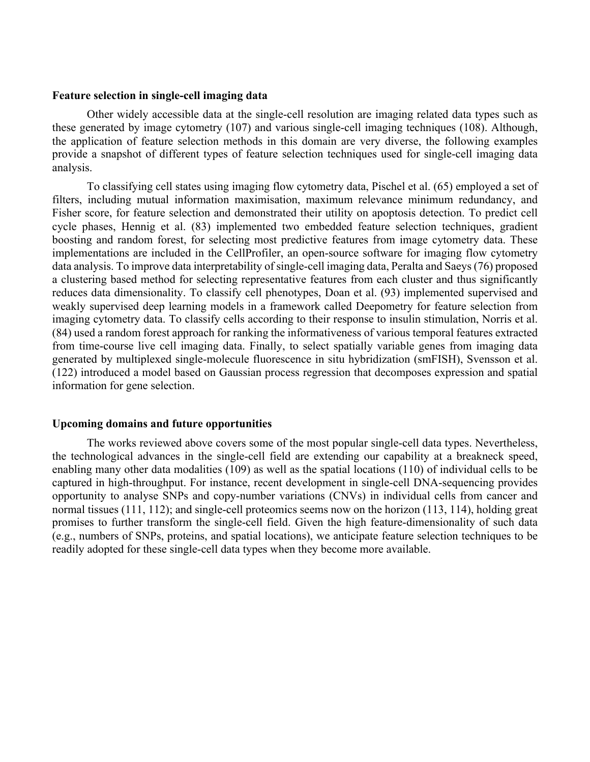### Feature selection in single-cell imaging data

Other widely accessible data at the single-cell resolution are imaging related data types such as these generated by image cytometry (107) and various single-cell imaging techniques (108). Although, the application of feature selection methods in this domain are very diverse, the following examples provide a snapshot of different types of feature selection techniques used for single-cell imaging data analysis.

To classifying cell states using imaging flow cytometry data, Pischel et al. (65) employed a set of filters, including mutual information maximisation, maximum relevance minimum redundancy, and Fisher score, for feature selection and demonstrated their utility on apoptosis detection. To predict cell cycle phases, Hennig et al. (83) implemented two embedded feature selection techniques, gradient boosting and random forest, for selecting most predictive features from image cytometry data. These implementations are included in the CellProfiler, an open-source software for imaging flow cytometry data analysis. To improve data interpretability of single-cell imaging data, Peralta and Saeys (76) proposed a clustering based method for selecting representative features from each cluster and thus significantly reduces data dimensionality. To classify cell phenotypes, Doan et al. (93) implemented supervised and weakly supervised deep learning models in a framework called Deepometry for feature selection from imaging cytometry data. To classify cells according to their response to insulin stimulation, Norris et al. (84) used a random forest approach for ranking the informativeness of various temporal features extracted from time-course live cell imaging data. Finally, to select spatially variable genes from imaging data generated by multiplexed single-molecule fluorescence in situ hybridization (smFISH), Svensson et al. (122) introduced a model based on Gaussian process regression that decomposes expression and spatial information for gene selection.

### Upcoming domains and future opportunities

The works reviewed above covers some of the most popular single-cell data types. Nevertheless, the technological advances in the single-cell field are extending our capability at a breakneck speed, enabling many other data modalities (109) as well as the spatial locations (110) of individual cells to be captured in high-throughput. For instance, recent development in single-cell DNA-sequencing provides opportunity to analyse SNPs and copy-number variations (CNVs) in individual cells from cancer and normal tissues (111, 112); and single-cell proteomics seems now on the horizon (113, 114), holding great promises to further transform the single-cell field. Given the high feature-dimensionality of such data (e.g., numbers of SNPs, proteins, and spatial locations), we anticipate feature selection techniques to be readily adopted for these single-cell data types when they become more available.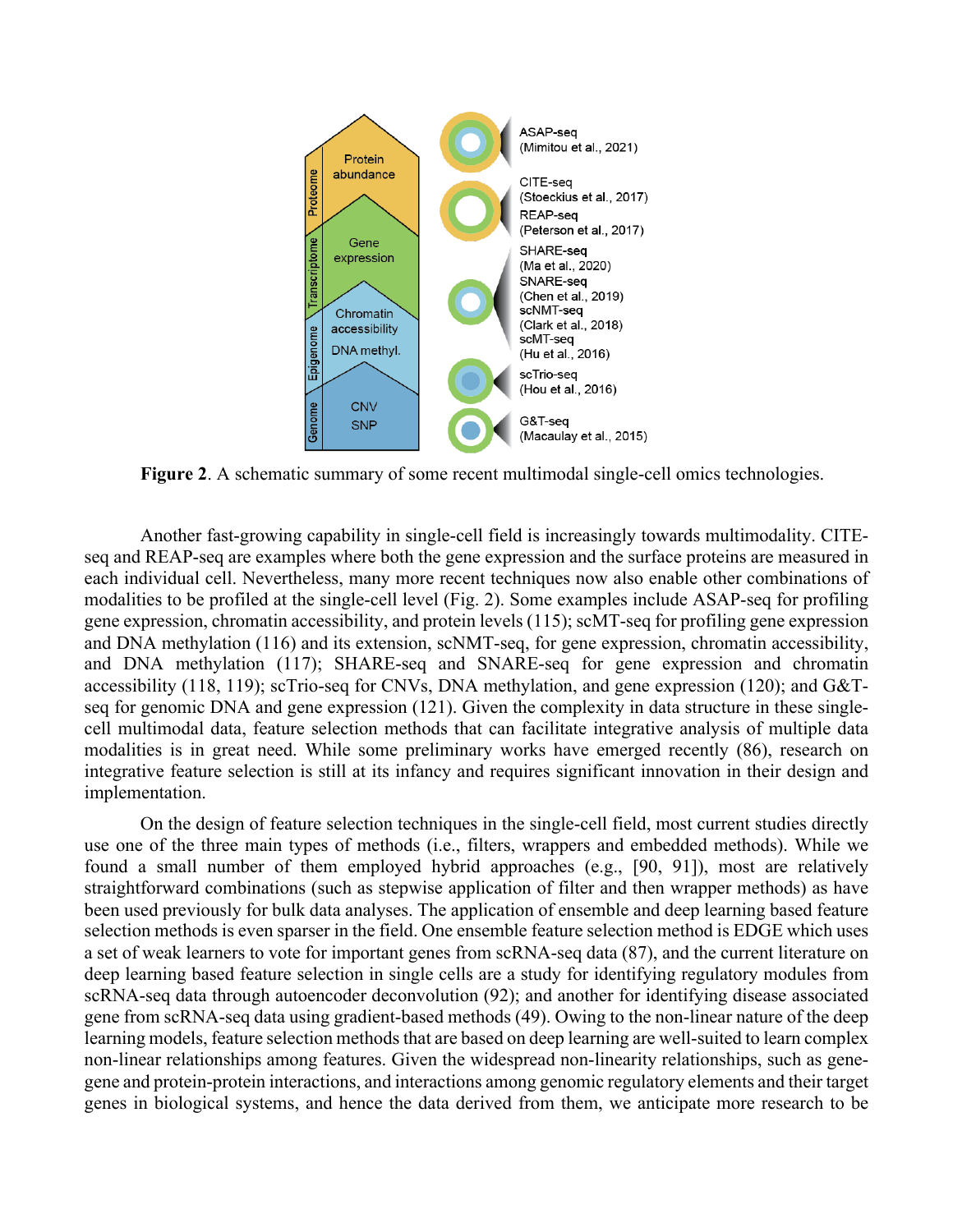**Figure 2**. A schematic summary of some recent multimodal single-cell omics technologies.

Another fast-growing capability in single-cell field is increasingly towards multimodality. CITE-seq and REAP-seq are examples where both the gene expression and the surface proteins are measured in each individual cell. Nevertheless, many more recent techniques now also enable other combinations of modalities to be profiled at the single-cell level (Fig. 2). Some examples include ASAP-seq for profiling gene expression, chromatin accessibility, and protein levels (115); scMT-seq for profiling gene expression and DNA methylation (116) and its extension, scNMT-seq, for gene expression, chromatin accessibility, and DNA methylation (117); SHARE-seq and SNARE-seq for gene expression and chromatin accessibility (118, 119); scTrio-seq for CNVs, DNA methylation, and gene expression (120); and G&T-seq for genomic DNA and gene expression (121). Given the complexity in data structure in these single-cell multimodal data, feature selection methods that can facilitate integrative analysis of multiple data modalities is in great need. While some preliminary works have emerged recently (86), research on integrative feature selection is still at its infancy and requires significant innovation in their design and implementation.

On the design of feature selection techniques in the single-cell field, most current studies directly use one of the three main types of methods (i.e., filters, wrappers and embedded methods). While we found a small number of them employed hybrid approaches (e.g., [90, 91]), most are relatively straightforward combinations (such as stepwise application of filter and then wrapper methods) as have been used previously for bulk data analyses. The application of ensemble and deep learning based feature selection methods is even sparser in the field. One ensemble feature selection method is EDGE which uses a set of weak learners to vote for important genes from scRNA-seq data (87), and the current literature on deep learning based feature selection in single cells are a study for identifying regulatory modules from scRNA-seq data through autoencoder deconvolution (92); and another for identifying disease associated gene from scRNA-seq data using gradient-based methods (49). Owing to the non-linear nature of the deep learning models, feature selection methods that are based on deep learning are well-suited to learn complex non-linear relationships among features. Given the widespread non-linearity relationships, such as gene-gene and protein-protein interactions, and interactions among genomic regulatory elements and their target genes in biological systems, and hence the data derived from them, we anticipate more research to be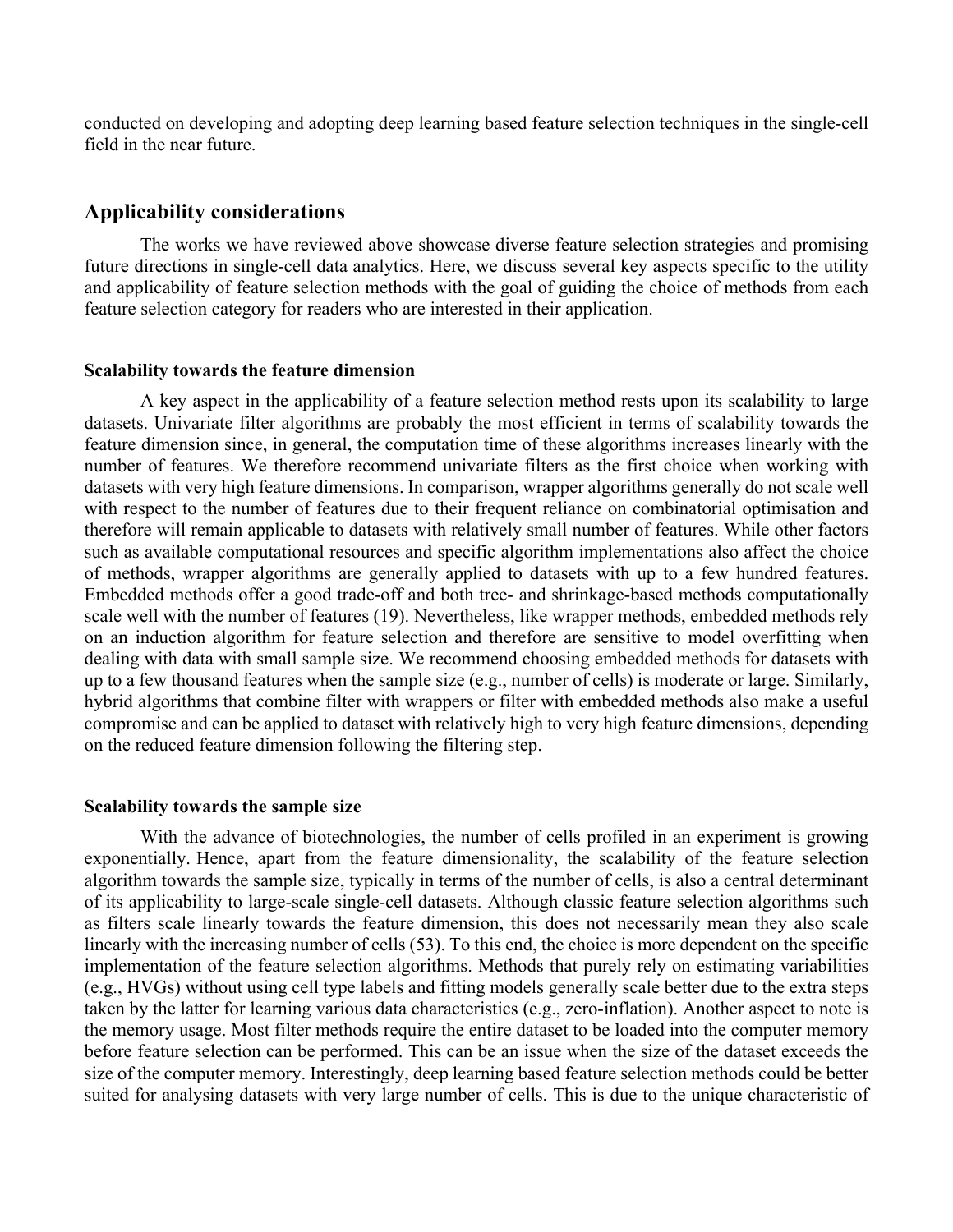conducted on developing and adopting deep learning based feature selection techniques in the single-cell field in the near future.

## Applicability considerations

The works we have reviewed above showcase diverse feature selection strategies and promising future directions in single-cell data analytics. Here, we discuss several key aspects specific to the utility and applicability of feature selection methods with the goal of guiding the choice of methods from each feature selection category for readers who are interested in their application.

### Scalability towards the feature dimension

A key aspect in the applicability of a feature selection method rests upon its scalability to large datasets. Univariate filter algorithms are probably the most efficient in terms of scalability towards the feature dimension since, in general, the computation time of these algorithms increases linearly with the number of features. We therefore recommend univariate filters as the first choice when working with datasets with very high feature dimensions. In comparison, wrapper algorithms generally do not scale well with respect to the number of features due to their frequent reliance on combinatorial optimisation and therefore will remain applicable to datasets with relatively small number of features. While other factors such as available computational resources and specific algorithm implementations also affect the choice of methods, wrapper algorithms are generally applied to datasets with up to a few hundred features. Embedded methods offer a good trade-off and both tree- and shrinkage-based methods computationally scale well with the number of features (19). Nevertheless, like wrapper methods, embedded methods rely on an induction algorithm for feature selection and therefore are sensitive to model overfitting when dealing with data with small sample size. We recommend choosing embedded methods for datasets with up to a few thousand features when the sample size (e.g., number of cells) is moderate or large. Similarly, hybrid algorithms that combine filter with wrappers or filter with embedded methods also make a useful compromise and can be applied to dataset with relatively high to very high feature dimensions, depending on the reduced feature dimension following the filtering step.

### Scalability towards the sample size

With the advance of biotechnologies, the number of cells profiled in an experiment is growing exponentially. Hence, apart from the feature dimensionality, the scalability of the feature selection algorithm towards the sample size, typically in terms of the number of cells, is also a central determinant of its applicability to large-scale single-cell datasets. Although classic feature selection algorithms such as filters scale linearly towards the feature dimension, this does not necessarily mean they also scale linearly with the increasing number of cells (53). To this end, the choice is more dependent on the specific implementation of the feature selection algorithms. Methods that purely rely on estimating variabilities (e.g., HVGs) without using cell type labels and fitting models generally scale better due to the extra steps taken by the latter for learning various data characteristics (e.g., zero-inflation). Another aspect to note is the memory usage. Most filter methods require the entire dataset to be loaded into the computer memory before feature selection can be performed. This can be an issue when the size of the dataset exceeds the size of the computer memory. Interestingly, deep learning based feature selection methods could be better suited for analysing datasets with very large number of cells. This is due to the unique characteristic of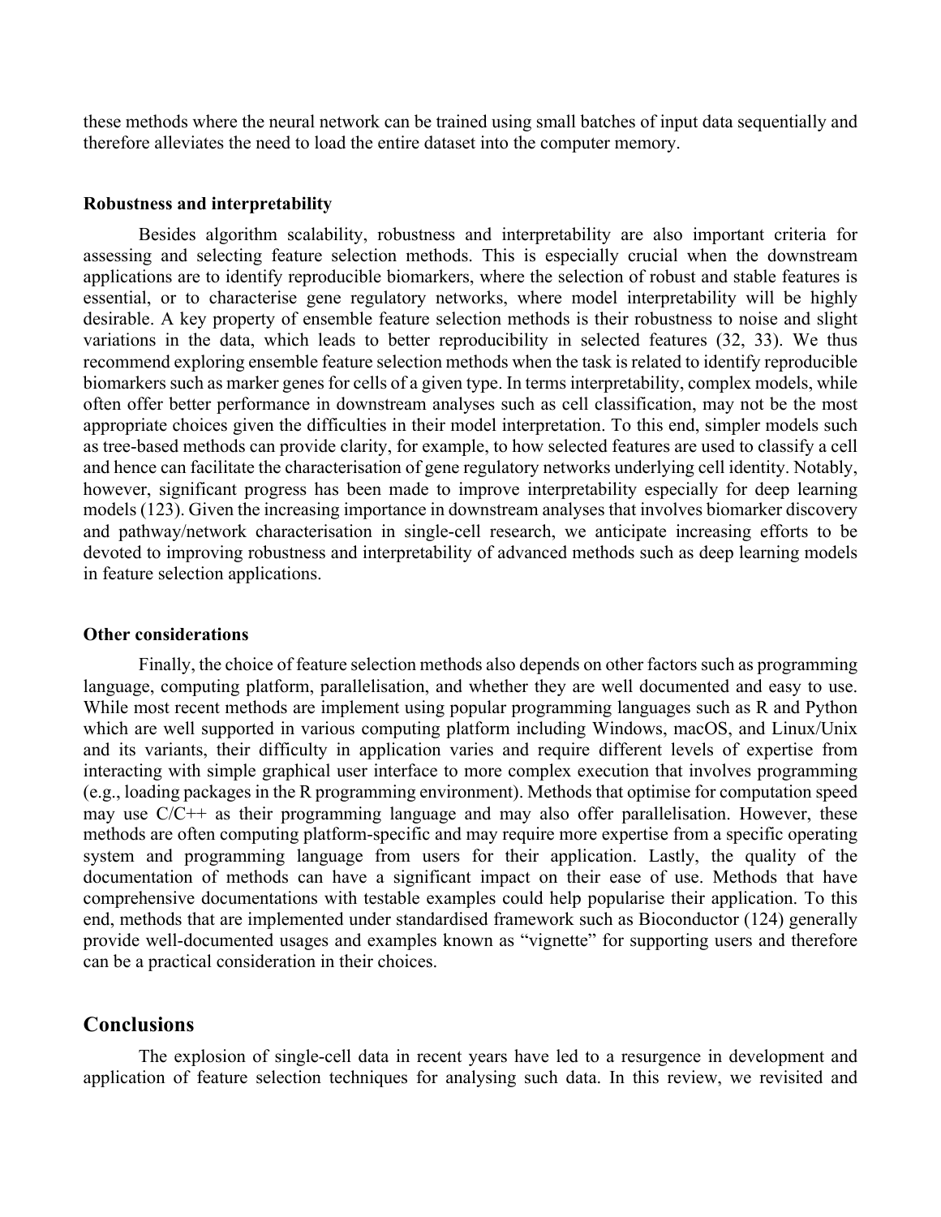these methods where the neural network can be trained using small batches of input data sequentially and therefore alleviates the need to load the entire dataset into the computer memory.

### Robustness and interpretability

Besides algorithm scalability, robustness and interpretability are also important criteria for assessing and selecting feature selection methods. This is especially crucial when the downstream applications are to identify reproducible biomarkers, where the selection of robust and stable features is essential, or to characterise gene regulatory networks, where model interpretability will be highly desirable. A key property of ensemble feature selection methods is their robustness to noise and slight variations in the data, which leads to better reproducibility in selected features (32, 33). We thus recommend exploring ensemble feature selection methods when the task is related to identify reproducible biomarkers such as marker genes for cells of a given type. In terms interpretability, complex models, while often offer better performance in downstream analyses such as cell classification, may not be the most appropriate choices given the difficulties in their model interpretation. To this end, simpler models such as tree-based methods can provide clarity, for example, to how selected features are used to classify a cell and hence can facilitate the characterisation of gene regulatory networks underlying cell identity. Notably, however, significant progress has been made to improve interpretability especially for deep learning models (123). Given the increasing importance in downstream analyses that involves biomarker discovery and pathway/network characterisation in single-cell research, we anticipate increasing efforts to be devoted to improving robustness and interpretability of advanced methods such as deep learning models in feature selection applications.

### Other considerations

Finally, the choice of feature selection methods also depends on other factors such as programming language, computing platform, parallelisation, and whether they are well documented and easy to use. While most recent methods are implement using popular programming languages such as R and Python which are well supported in various computing platform including Windows, macOS, and Linux/Unix and its variants, their difficulty in application varies and require different levels of expertise from interacting with simple graphical user interface to more complex execution that involves programming (e.g., loading packages in the R programming environment). Methods that optimise for computation speed may use C/C++ as their programming language and may also offer parallelisation. However, these methods are often computing platform-specific and may require more expertise from a specific operating system and programming language from users for their application. Lastly, the quality of the documentation of methods can have a significant impact on their ease of use. Methods that have comprehensive documentations with testable examples could help popularise their application. To this end, methods that are implemented under standardised framework such as Bioconductor (124) generally provide well-documented usages and examples known as "vignette" for supporting users and therefore can be a practical consideration in their choices.

## Conclusions

The explosion of single-cell data in recent years have led to a resurgence in development and application of feature selection techniques for analysing such data. In this review, we revisited and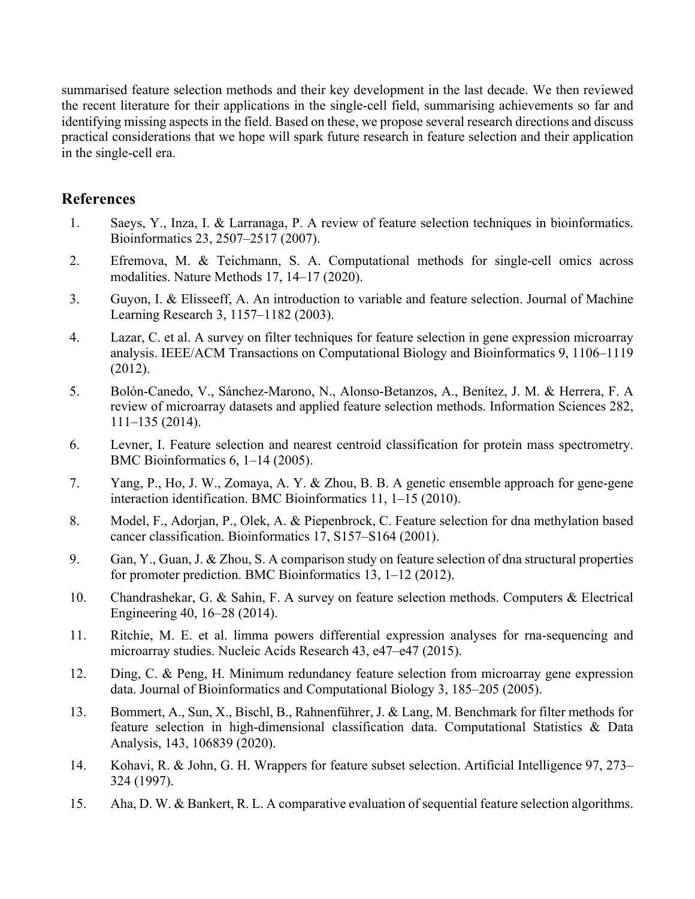summarised feature selection methods and their key development in the last decade. We then reviewed the recent literature for their applications in the single-cell field, summarising achievements so far and identifying missing aspects in the field. Based on these, we propose several research directions and discuss practical considerations that we hope will spark future research in feature selection and their application in the single-cell era.

## References

1. Saeys, Y., Inza, I. & Larranaga, P. A review of feature selection techniques in bioinformatics. Bioinformatics 23, 2507–2517 (2007).
2. Efremova, M. & Teichmann, S. A. Computational methods for single-cell omics across modalities. Nature Methods 17, 14–17 (2020).
3. Guyon, I. & Elisseeff, A. An introduction to variable and feature selection. Journal of Machine Learning Research 3, 1157–1182 (2003).
4. Lazar, C. et al. A survey on filter techniques for feature selection in gene expression microarray analysis. IEEE/ACM Transactions on Computational Biology and Bioinformatics 9, 1106–1119 (2012).
5. Bolón-Canedo, V., Sánchez-Marono, N., Alonso-Betanzos, A., Benítez, J. M. & Herrera, F. A review of microarray datasets and applied feature selection methods. Information Sciences 282, 111–135 (2014).
6. Levner, I. Feature selection and nearest centroid classification for protein mass spectrometry. BMC Bioinformatics 6, 1–14 (2005).
7. Yang, P., Ho, J. W., Zomaya, A. Y. & Zhou, B. B. A genetic ensemble approach for gene-gene interaction identification. BMC Bioinformatics 11, 1–15 (2010).
8. Model, F., Adorjan, P., Olek, A. & Piepenbrock, C. Feature selection for dna methylation based cancer classification. Bioinformatics 17, S157–S164 (2001).
9. Gan, Y., Guan, J. & Zhou, S. A comparison study on feature selection of dna structural properties for promoter prediction. BMC Bioinformatics 13, 1–12 (2012).
10. Chandrashekar, G. & Sahin, F. A survey on feature selection methods. Computers & Electrical Engineering 40, 16–28 (2014).
11. Ritchie, M. E. et al. limma powers differential expression analyses for rna-sequencing and microarray studies. Nucleic Acids Research 43, e47–e47 (2015).
12. Ding, C. & Peng, H. Minimum redundancy feature selection from microarray gene expression data. Journal of Bioinformatics and Computational Biology 3, 185–205 (2005).
13. Bommert, A., Sun, X., Bischl, B., Rahnenführer, J. & Lang, M. Benchmark for filter methods for feature selection in high-dimensional classification data. Computational Statistics & Data Analysis, 143, 106839 (2020).
14. Kohavi, R. & John, G. H. Wrappers for feature subset selection. Artificial Intelligence 97, 273–324 (1997).
15. Aha, D. W. & Bankert, R. L. A comparative evaluation of sequential feature selection algorithms.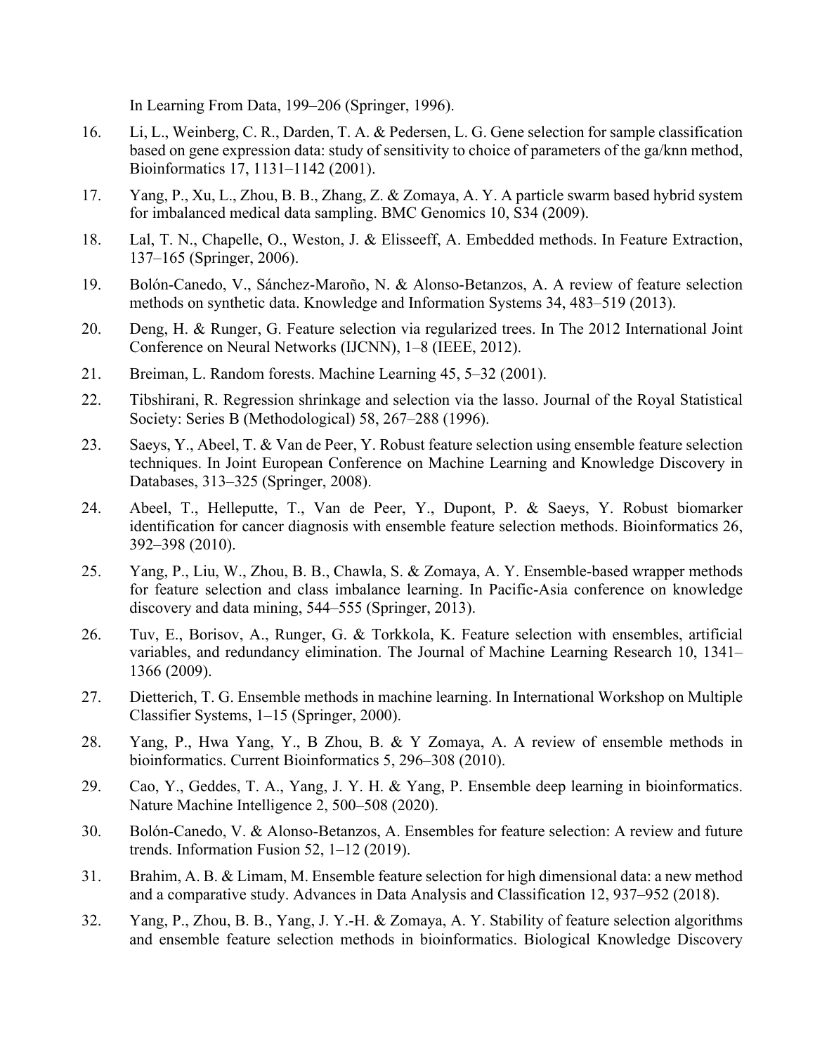In Learning From Data, 199–206 (Springer, 1996).

16. Li, L., Weinberg, C. R., Darden, T. A. & Pedersen, L. G. Gene selection for sample classification based on gene expression data: study of sensitivity to choice of parameters of the ga/knn method, Bioinformatics 17, 1131–1142 (2001).

17. Yang, P., Xu, L., Zhou, B. B., Zhang, Z. & Zomaya, A. Y. A particle swarm based hybrid system for imbalanced medical data sampling. BMC Genomics 10, S34 (2009).

18. Lal, T. N., Chapelle, O., Weston, J. & Elisseeff, A. Embedded methods. In Feature Extraction, 137–165 (Springer, 2006).

19. Bolón-Canedo, V., Sánchez-Maroño, N. & Alonso-Betanzos, A. A review of feature selection methods on synthetic data. Knowledge and Information Systems 34, 483–519 (2013).

20. Deng, H. & Runger, G. Feature selection via regularized trees. In The 2012 International Joint Conference on Neural Networks (IJCNN), 1–8 (IEEE, 2012).

21. Breiman, L. Random forests. Machine Learning 45, 5–32 (2001).

22. Tibshirani, R. Regression shrinkage and selection via the lasso. Journal of the Royal Statistical Society: Series B (Methodological) 58, 267–288 (1996).

23. Saeys, Y., Abeel, T. & Van de Peer, Y. Robust feature selection using ensemble feature selection techniques. In Joint European Conference on Machine Learning and Knowledge Discovery in Databases, 313–325 (Springer, 2008).

24. Abeel, T., Helleputte, T., Van de Peer, Y., Dupont, P. & Saeys, Y. Robust biomarker identification for cancer diagnosis with ensemble feature selection methods. Bioinformatics 26, 392–398 (2010).

25. Yang, P., Liu, W., Zhou, B. B., Chawla, S. & Zomaya, A. Y. Ensemble-based wrapper methods for feature selection and class imbalance learning. In Pacific-Asia conference on knowledge discovery and data mining, 544–555 (Springer, 2013).

26. Tuv, E., Borisov, A., Runger, G. & Torkkola, K. Feature selection with ensembles, artificial variables, and redundancy elimination. The Journal of Machine Learning Research 10, 1341–1366 (2009).

27. Dietterich, T. G. Ensemble methods in machine learning. In International Workshop on Multiple Classifier Systems, 1–15 (Springer, 2000).

28. Yang, P., Hwa Yang, Y., B Zhou, B. & Y Zomaya, A. A review of ensemble methods in bioinformatics. Current Bioinformatics 5, 296–308 (2010).

29. Cao, Y., Geddes, T. A., Yang, J. Y. H. & Yang, P. Ensemble deep learning in bioinformatics. Nature Machine Intelligence 2, 500–508 (2020).

30. Bolón-Canedo, V. & Alonso-Betanzos, A. Ensembles for feature selection: A review and future trends. Information Fusion 52, 1–12 (2019).

31. Brahim, A. B. & Limam, M. Ensemble feature selection for high dimensional data: a new method and a comparative study. Advances in Data Analysis and Classification 12, 937–952 (2018).

32. Yang, P., Zhou, B. B., Yang, J. Y.-H. & Zomaya, A. Y. Stability of feature selection algorithms and ensemble feature selection methods in bioinformatics. Biological Knowledge Discovery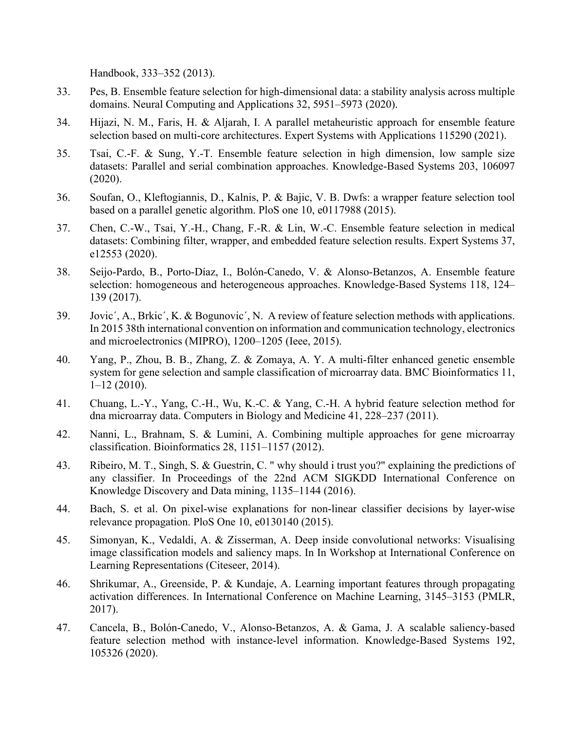Handbook, 333–352 (2013).

33. Pes, B. Ensemble feature selection for high-dimensional data: a stability analysis across multiple domains. Neural Computing and Applications 32, 5951–5973 (2020).

34. Hijazi, N. M., Faris, H. & Aljarah, I. A parallel metaheuristic approach for ensemble feature selection based on multi-core architectures. Expert Systems with Applications 115290 (2021).

35. Tsai, C.-F. & Sung, Y.-T. Ensemble feature selection in high dimension, low sample size datasets: Parallel and serial combination approaches. Knowledge-Based Systems 203, 106097 (2020).

36. Soufan, O., Kleftogiannis, D., Kalnis, P. & Bajic, V. B. Dwfs: a wrapper feature selection tool based on a parallel genetic algorithm. PloS one 10, e0117988 (2015).

37. Chen, C.-W., Tsai, Y.-H., Chang, F.-R. & Lin, W.-C. Ensemble feature selection in medical datasets: Combining filter, wrapper, and embedded feature selection results. Expert Systems 37, e12553 (2020).

38. Seijo-Pardo, B., Porto-Díaz, I., Bolón-Canedo, V. & Alonso-Betanzos, A. Ensemble feature selection: homogeneous and heterogeneous approaches. Knowledge-Based Systems 118, 124–139 (2017).

39. Jovic´, A., Brkic´, K. & Bogunovic´, N. A review of feature selection methods with applications. In 2015 38th international convention on information and communication technology, electronics and microelectronics (MIPRO), 1200–1205 (Ieee, 2015).

40. Yang, P., Zhou, B. B., Zhang, Z. & Zomaya, A. Y. A multi-filter enhanced genetic ensemble system for gene selection and sample classification of microarray data. BMC Bioinformatics 11, 1–12 (2010).

41. Chuang, L.-Y., Yang, C.-H., Wu, K.-C. & Yang, C.-H. A hybrid feature selection method for dna microarray data. Computers in Biology and Medicine 41, 228–237 (2011).

42. Nanni, L., Brahnam, S. & Lumini, A. Combining multiple approaches for gene microarray classification. Bioinformatics 28, 1151–1157 (2012).

43. Ribeiro, M. T., Singh, S. & Guestrin, C. " why should i trust you?" explaining the predictions of any classifier. In Proceedings of the 22nd ACM SIGKDD International Conference on Knowledge Discovery and Data mining, 1135–1144 (2016).

44. Bach, S. et al. On pixel-wise explanations for non-linear classifier decisions by layer-wise relevance propagation. PloS One 10, e0130140 (2015).

45. Simonyan, K., Vedaldi, A. & Zisserman, A. Deep inside convolutional networks: Visualising image classification models and saliency maps. In In Workshop at International Conference on Learning Representations (Citeseer, 2014).

46. Shrikumar, A., Greenside, P. & Kundaje, A. Learning important features through propagating activation differences. In International Conference on Machine Learning, 3145–3153 (PMLR, 2017).

47. Cancela, B., Bolón-Canedo, V., Alonso-Betanzos, A. & Gama, J. A scalable saliency-based feature selection method with instance-level information. Knowledge-Based Systems 192, 105326 (2020).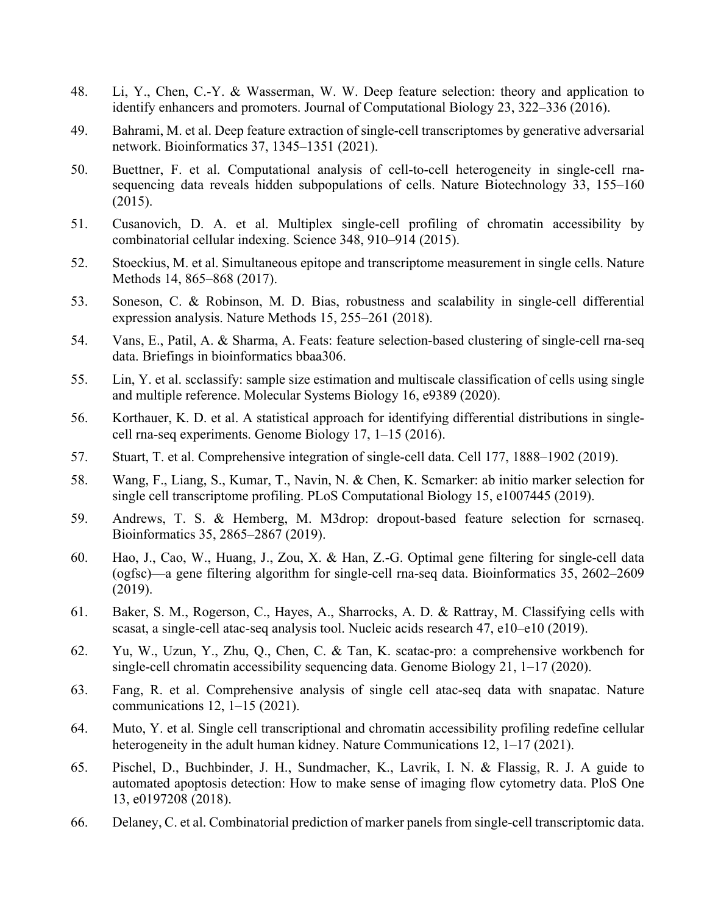48. Li, Y., Chen, C.-Y. & Wasserman, W. W. Deep feature selection: theory and application to identify enhancers and promoters. Journal of Computational Biology 23, 322–336 (2016).

49. Bahrami, M. et al. Deep feature extraction of single-cell transcriptomes by generative adversarial network. Bioinformatics 37, 1345–1351 (2021).

50. Buettner, F. et al. Computational analysis of cell-to-cell heterogeneity in single-cell rna-sequencing data reveals hidden subpopulations of cells. Nature Biotechnology 33, 155–160 (2015).

51. Cusanovich, D. A. et al. Multiplex single-cell profiling of chromatin accessibility by combinatorial cellular indexing. Science 348, 910–914 (2015).

52. Stoeckius, M. et al. Simultaneous epitope and transcriptome measurement in single cells. Nature Methods 14, 865–868 (2017).

53. Soneson, C. & Robinson, M. D. Bias, robustness and scalability in single-cell differential expression analysis. Nature Methods 15, 255–261 (2018).

54. Vans, E., Patil, A. & Sharma, A. Feats: feature selection-based clustering of single-cell rna-seq data. Briefings in bioinformatics bbaa306.

55. Lin, Y. et al. scclassify: sample size estimation and multiscale classification of cells using single and multiple reference. Molecular Systems Biology 16, e9389 (2020).

56. Korthauer, K. D. et al. A statistical approach for identifying differential distributions in single-cell rna-seq experiments. Genome Biology 17, 1–15 (2016).

57. Stuart, T. et al. Comprehensive integration of single-cell data. Cell 177, 1888–1902 (2019).

58. Wang, F., Liang, S., Kumar, T., Navin, N. & Chen, K. Scmarker: ab initio marker selection for single cell transcriptome profiling. PLoS Computational Biology 15, e1007445 (2019).

59. Andrews, T. S. & Hemberg, M. M3drop: dropout-based feature selection for scrnaseq. Bioinformatics 35, 2865–2867 (2019).

60. Hao, J., Cao, W., Huang, J., Zou, X. & Han, Z.-G. Optimal gene filtering for single-cell data (ogfsc)—a gene filtering algorithm for single-cell rna-seq data. Bioinformatics 35, 2602–2609 (2019).

61. Baker, S. M., Rogerson, C., Hayes, A., Sharrocks, A. D. & Rattray, M. Classifying cells with scasat, a single-cell atac-seq analysis tool. Nucleic acids research 47, e10–e10 (2019).

62. Yu, W., Uzun, Y., Zhu, Q., Chen, C. & Tan, K. scatac-pro: a comprehensive workbench for single-cell chromatin accessibility sequencing data. Genome Biology 21, 1–17 (2020).

63. Fang, R. et al. Comprehensive analysis of single cell atac-seq data with snapatac. Nature communications 12, 1–15 (2021).

64. Muto, Y. et al. Single cell transcriptional and chromatin accessibility profiling redefine cellular heterogeneity in the adult human kidney. Nature Communications 12, 1–17 (2021).

65. Pischel, D., Buchbinder, J. H., Sundmacher, K., Lavrik, I. N. & Flassig, R. J. A guide to automated apoptosis detection: How to make sense of imaging flow cytometry data. PloS One 13, e0197208 (2018).

66. Delaney, C. et al. Combinatorial prediction of marker panels from single-cell transcriptomic data.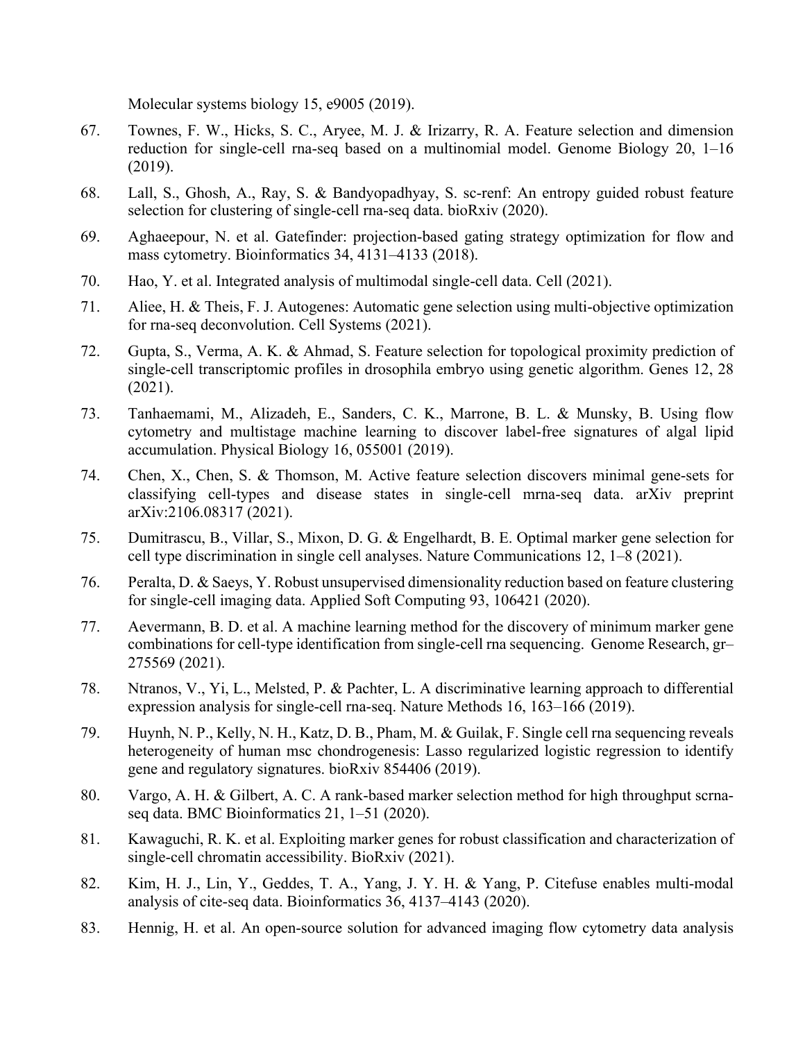Molecular systems biology 15, e9005 (2019).

67. Townes, F. W., Hicks, S. C., Aryee, M. J. & Irizarry, R. A. Feature selection and dimension reduction for single-cell rna-seq based on a multinomial model. Genome Biology 20, 1–16 (2019).

68. Lall, S., Ghosh, A., Ray, S. & Bandyopadhyay, S. sc-renf: An entropy guided robust feature selection for clustering of single-cell rna-seq data. bioRxiv (2020).

69. Aghaeepour, N. et al. Gatefinder: projection-based gating strategy optimization for flow and mass cytometry. Bioinformatics 34, 4131–4133 (2018).

70. Hao, Y. et al. Integrated analysis of multimodal single-cell data. Cell (2021).

71. Aliee, H. & Theis, F. J. Autogenes: Automatic gene selection using multi-objective optimization for rna-seq deconvolution. Cell Systems (2021).

72. Gupta, S., Verma, A. K. & Ahmad, S. Feature selection for topological proximity prediction of single-cell transcriptomic profiles in drosophila embryo using genetic algorithm. Genes 12, 28 (2021).

73. Tanhaemami, M., Alizadeh, E., Sanders, C. K., Marrone, B. L. & Munsky, B. Using flow cytometry and multistage machine learning to discover label-free signatures of algal lipid accumulation. Physical Biology 16, 055001 (2019).

74. Chen, X., Chen, S. & Thomson, M. Active feature selection discovers minimal gene-sets for classifying cell-types and disease states in single-cell mrna-seq data. arXiv preprint arXiv:2106.08317 (2021).

75. Dumitrascu, B., Villar, S., Mixon, D. G. & Engelhardt, B. E. Optimal marker gene selection for cell type discrimination in single cell analyses. Nature Communications 12, 1–8 (2021).

76. Peralta, D. & Saeys, Y. Robust unsupervised dimensionality reduction based on feature clustering for single-cell imaging data. Applied Soft Computing 93, 106421 (2020).

77. Aevermann, B. D. et al. A machine learning method for the discovery of minimum marker gene combinations for cell-type identification from single-cell rna sequencing. Genome Research, gr–275569 (2021).

78. Ntranos, V., Yi, L., Melsted, P. & Pachter, L. A discriminative learning approach to differential expression analysis for single-cell rna-seq. Nature Methods 16, 163–166 (2019).

79. Huynh, N. P., Kelly, N. H., Katz, D. B., Pham, M. & Guilak, F. Single cell rna sequencing reveals heterogeneity of human msc chondrogenesis: Lasso regularized logistic regression to identify gene and regulatory signatures. bioRxiv 854406 (2019).

80. Vargo, A. H. & Gilbert, A. C. A rank-based marker selection method for high throughput scrna-seq data. BMC Bioinformatics 21, 1–51 (2020).

81. Kawaguchi, R. K. et al. Exploiting marker genes for robust classification and characterization of single-cell chromatin accessibility. BioRxiv (2021).

82. Kim, H. J., Lin, Y., Geddes, T. A., Yang, J. Y. H. & Yang, P. Citefuse enables multi-modal analysis of cite-seq data. Bioinformatics 36, 4137–4143 (2020).

83. Hennig, H. et al. An open-source solution for advanced imaging flow cytometry data analysis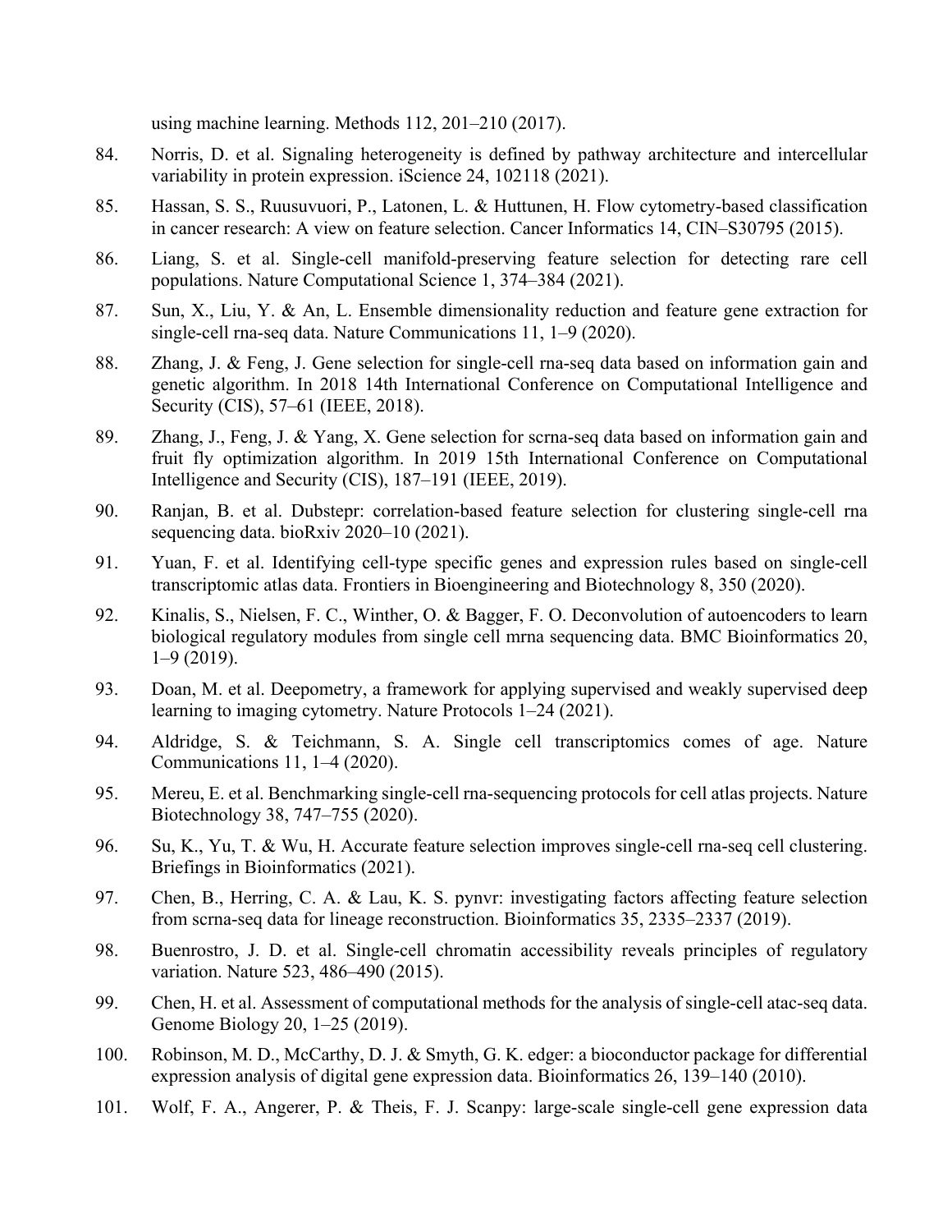using machine learning. Methods 112, 201–210 (2017).

84. Norris, D. et al. Signaling heterogeneity is defined by pathway architecture and intercellular variability in protein expression. iScience 24, 102118 (2021).

85. Hassan, S. S., Ruusuvuori, P., Latonen, L. & Huttunen, H. Flow cytometry-based classification in cancer research: A view on feature selection. Cancer Informatics 14, CIN–S30795 (2015).

86. Liang, S. et al. Single-cell manifold-preserving feature selection for detecting rare cell populations. Nature Computational Science 1, 374–384 (2021).

87. Sun, X., Liu, Y. & An, L. Ensemble dimensionality reduction and feature gene extraction for single-cell rna-seq data. Nature Communications 11, 1–9 (2020).

88. Zhang, J. & Feng, J. Gene selection for single-cell rna-seq data based on information gain and genetic algorithm. In 2018 14th International Conference on Computational Intelligence and Security (CIS), 57–61 (IEEE, 2018).

89. Zhang, J., Feng, J. & Yang, X. Gene selection for scrna-seq data based on information gain and fruit fly optimization algorithm. In 2019 15th International Conference on Computational Intelligence and Security (CIS), 187–191 (IEEE, 2019).

90. Ranjan, B. et al. Dubstepr: correlation-based feature selection for clustering single-cell rna sequencing data. bioRxiv 2020–10 (2021).

91. Yuan, F. et al. Identifying cell-type specific genes and expression rules based on single-cell transcriptomic atlas data. Frontiers in Bioengineering and Biotechnology 8, 350 (2020).

92. Kinalis, S., Nielsen, F. C., Winther, O. & Bagger, F. O. Deconvolution of autoencoders to learn biological regulatory modules from single cell mrna sequencing data. BMC Bioinformatics 20, 1–9 (2019).

93. Doan, M. et al. Deepometry, a framework for applying supervised and weakly supervised deep learning to imaging cytometry. Nature Protocols 1–24 (2021).

94. Aldridge, S. & Teichmann, S. A. Single cell transcriptomics comes of age. Nature Communications 11, 1–4 (2020).

95. Mereu, E. et al. Benchmarking single-cell rna-sequencing protocols for cell atlas projects. Nature Biotechnology 38, 747–755 (2020).

96. Su, K., Yu, T. & Wu, H. Accurate feature selection improves single-cell rna-seq cell clustering. Briefings in Bioinformatics (2021).

97. Chen, B., Herring, C. A. & Lau, K. S. pynvr: investigating factors affecting feature selection from scrna-seq data for lineage reconstruction. Bioinformatics 35, 2335–2337 (2019).

98. Buenrostro, J. D. et al. Single-cell chromatin accessibility reveals principles of regulatory variation. Nature 523, 486–490 (2015).

99. Chen, H. et al. Assessment of computational methods for the analysis of single-cell atac-seq data. Genome Biology 20, 1–25 (2019).

100. Robinson, M. D., McCarthy, D. J. & Smyth, G. K. edger: a bioconductor package for differential expression analysis of digital gene expression data. Bioinformatics 26, 139–140 (2010).

101. Wolf, F. A., Angerer, P. & Theis, F. J. Scanpy: large-scale single-cell gene expression data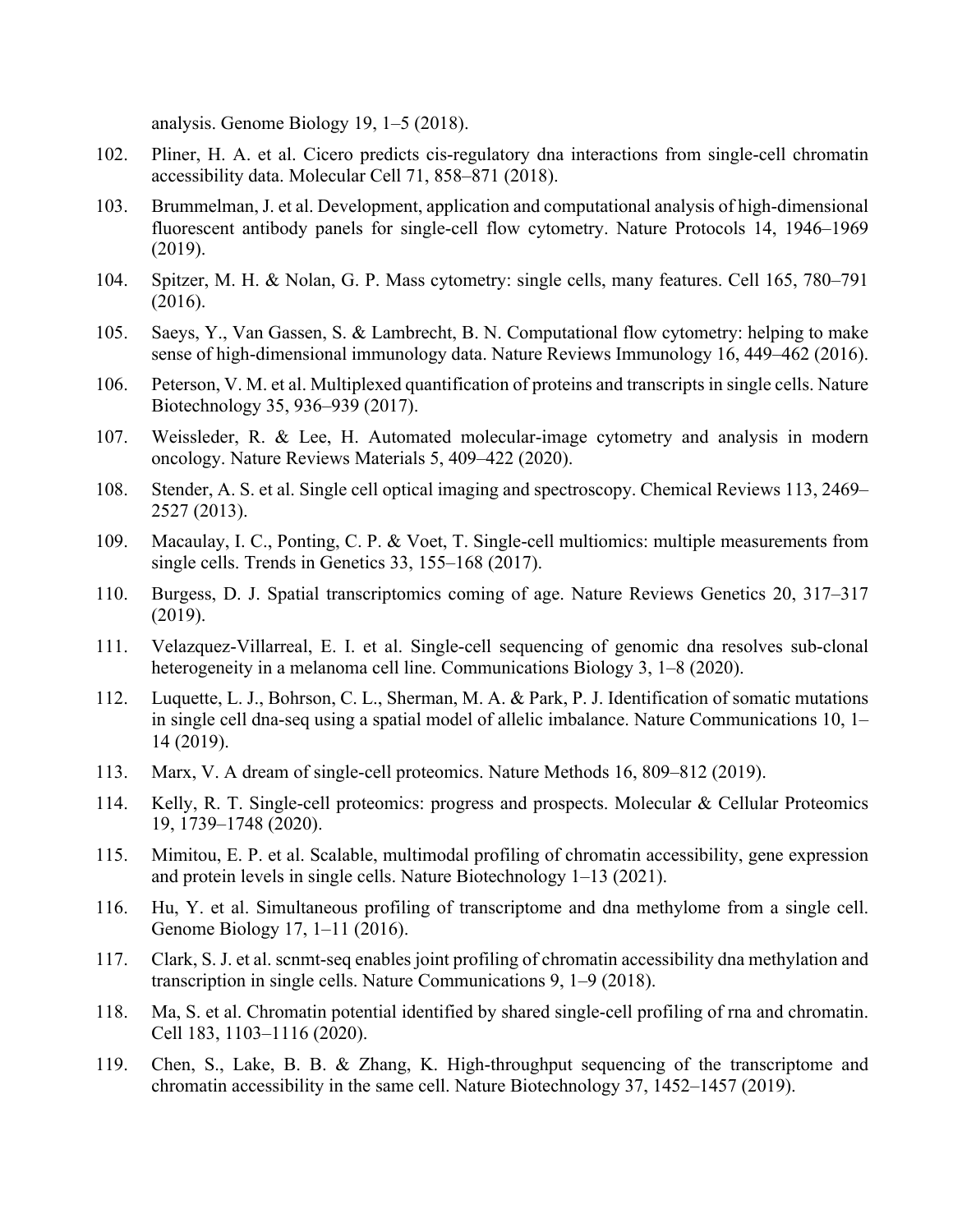analysis. Genome Biology 19, 1–5 (2018).

102. Pliner, H. A. et al. Cicero predicts cis-regulatory dna interactions from single-cell chromatin accessibility data. Molecular Cell 71, 858–871 (2018).

103. Brummelman, J. et al. Development, application and computational analysis of high-dimensional fluorescent antibody panels for single-cell flow cytometry. Nature Protocols 14, 1946–1969 (2019).

104. Spitzer, M. H. & Nolan, G. P. Mass cytometry: single cells, many features. Cell 165, 780–791 (2016).

105. Saeys, Y., Van Gassen, S. & Lambrecht, B. N. Computational flow cytometry: helping to make sense of high-dimensional immunology data. Nature Reviews Immunology 16, 449–462 (2016).

106. Peterson, V. M. et al. Multiplexed quantification of proteins and transcripts in single cells. Nature Biotechnology 35, 936–939 (2017).

107. Weissleder, R. & Lee, H. Automated molecular-image cytometry and analysis in modern oncology. Nature Reviews Materials 5, 409–422 (2020).

108. Stender, A. S. et al. Single cell optical imaging and spectroscopy. Chemical Reviews 113, 2469–2527 (2013).

109. Macaulay, I. C., Ponting, C. P. & Voet, T. Single-cell multiomics: multiple measurements from single cells. Trends in Genetics 33, 155–168 (2017).

110. Burgess, D. J. Spatial transcriptomics coming of age. Nature Reviews Genetics 20, 317–317 (2019).

111. Velazquez-Villarreal, E. I. et al. Single-cell sequencing of genomic dna resolves sub-clonal heterogeneity in a melanoma cell line. Communications Biology 3, 1–8 (2020).

112. Luquette, L. J., Bohrson, C. L., Sherman, M. A. & Park, P. J. Identification of somatic mutations in single cell dna-seq using a spatial model of allelic imbalance. Nature Communications 10, 1–14 (2019).

113. Marx, V. A dream of single-cell proteomics. Nature Methods 16, 809–812 (2019).

114. Kelly, R. T. Single-cell proteomics: progress and prospects. Molecular & Cellular Proteomics 19, 1739–1748 (2020).

115. Mimitou, E. P. et al. Scalable, multimodal profiling of chromatin accessibility, gene expression and protein levels in single cells. Nature Biotechnology 1–13 (2021).

116. Hu, Y. et al. Simultaneous profiling of transcriptome and dna methylome from a single cell. Genome Biology 17, 1–11 (2016).

117. Clark, S. J. et al. scnmt-seq enables joint profiling of chromatin accessibility dna methylation and transcription in single cells. Nature Communications 9, 1–9 (2018).

118. Ma, S. et al. Chromatin potential identified by shared single-cell profiling of rna and chromatin. Cell 183, 1103–1116 (2020).

119. Chen, S., Lake, B. B. & Zhang, K. High-throughput sequencing of the transcriptome and chromatin accessibility in the same cell. Nature Biotechnology 37, 1452–1457 (2019).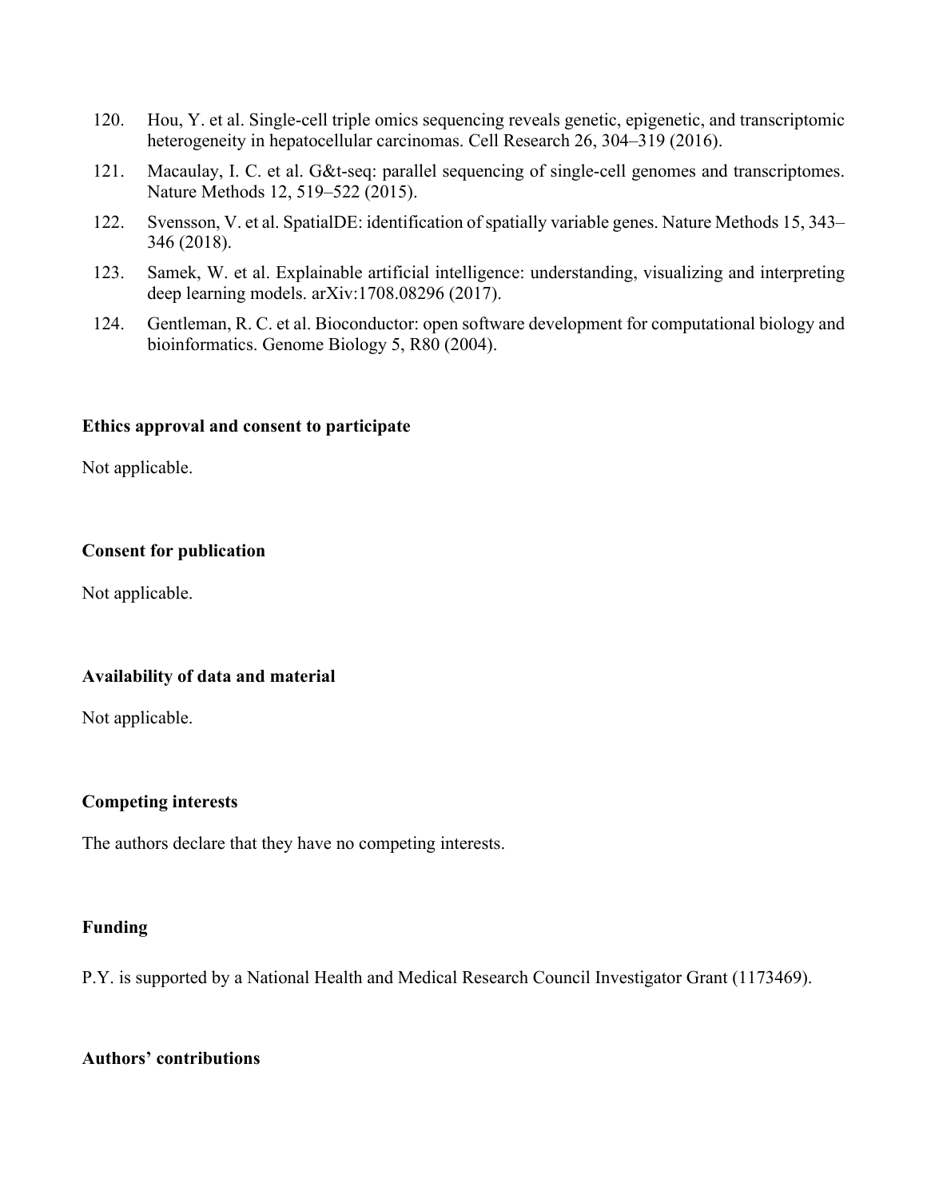120. Hou, Y. et al. Single-cell triple omics sequencing reveals genetic, epigenetic, and transcriptomic heterogeneity in hepatocellular carcinomas. Cell Research 26, 304–319 (2016).
121. Macaulay, I. C. et al. G&t-seq: parallel sequencing of single-cell genomes and transcriptomes. Nature Methods 12, 519–522 (2015).
122. Svensson, V. et al. SpatialDE: identification of spatially variable genes. Nature Methods 15, 343–346 (2018).
123. Samek, W. et al. Explainable artificial intelligence: understanding, visualizing and interpreting deep learning models. arXiv:1708.08296 (2017).
124. Gentleman, R. C. et al. Bioconductor: open software development for computational biology and bioinformatics. Genome Biology 5, R80 (2004).

**Ethics approval and consent to participate**

Not applicable.

**Consent for publication**

Not applicable.

**Availability of data and material**

Not applicable.

**Competing interests**

The authors declare that they have no competing interests.

**Funding**

P.Y. is supported by a National Health and Medical Research Council Investigator Grant (1173469).

**Authors' contributions**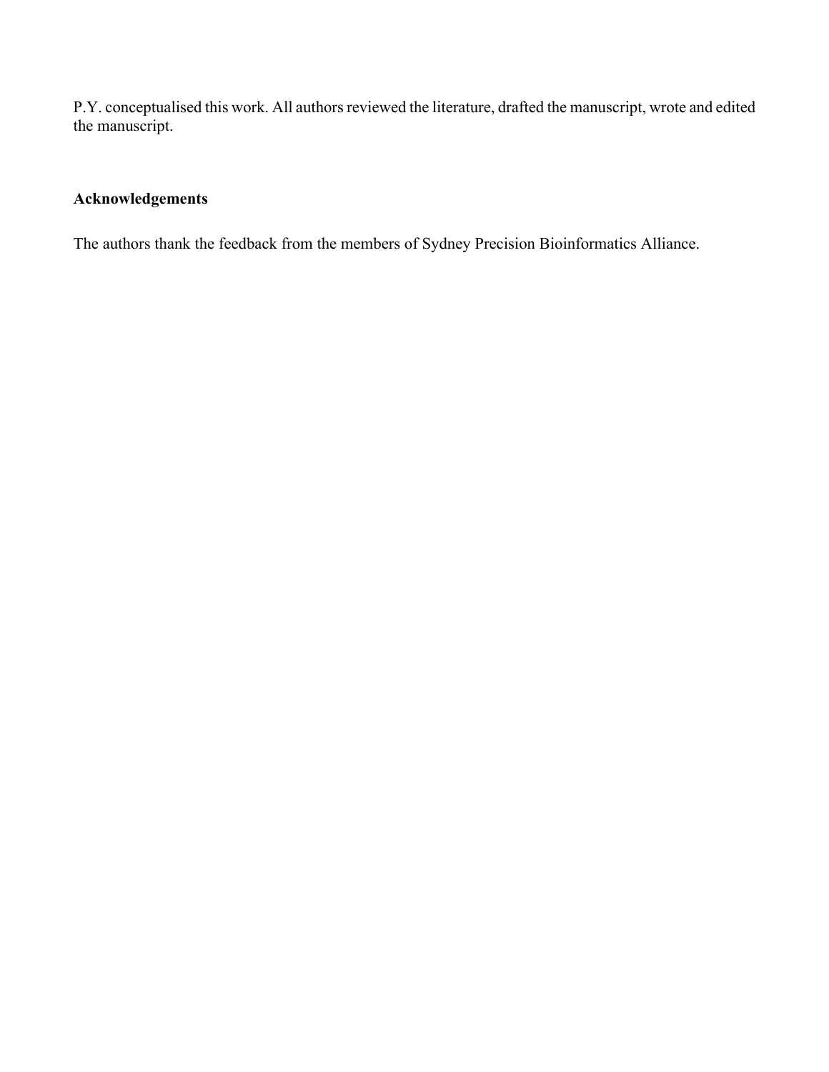P.Y. conceptualised this work. All authors reviewed the literature, drafted the manuscript, wrote and edited the manuscript.

**Acknowledgements**

The authors thank the feedback from the members of Sydney Precision Bioinformatics Alliance.